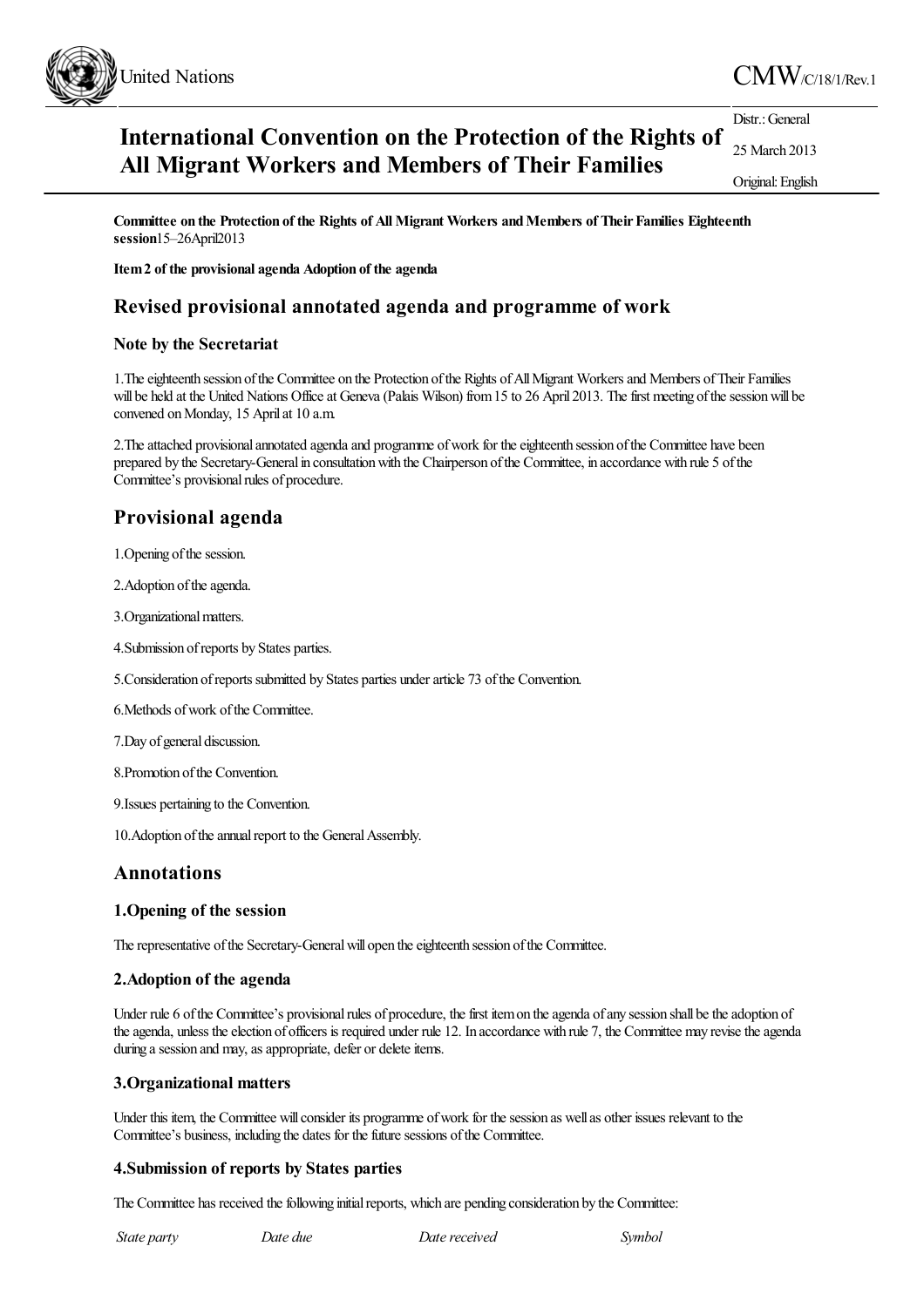United Nations

CMW/C/18/1/Rev.1

Distr.: General

25 March 2013

Original: English

# International Convention on the Protection of the Rights of All Migrant Workers and Members of Their Families

**Committee on the Protection of the Rights of All Migrant Workers and Members of Their Families Eighteenth session** 15–26 April 2013

**Item 2 of the provisional agenda Adoption of the agenda**

## Revised provisional annotated agenda and programme of work

### Note by the Secretariat

1. The eighteenth session of the Committee on the Protection of the Rights of All Migrant Workers and Members of Their Families will be held at the United Nations Office at Geneva (Palais Wilson) from 15 to 26 April 2013. The first meeting of the session will be convened on Monday, 15 April at 10 a.m.

2. The attached provisional annotated agenda and programme of work for the eighteenth session of the Committee have been prepared by the Secretary-General in consultation with the Chairperson of the Committee, in accordance with rule 5 of the Committee's provisional rules of procedure.

## Provisional agenda

1. Opening of the session.
2. Adoption of the agenda.
3. Organizational matters.
4. Submission of reports by States parties.
5. Consideration of reports submitted by States parties under article 73 of the Convention.
6. Methods of work of the Committee.
7. Day of general discussion.
8. Promotion of the Convention.
9. Issues pertaining to the Convention.
10. Adoption of the annual report to the General Assembly.

## Annotations

### 1. Opening of the session

The representative of the Secretary-General will open the eighteenth session of the Committee.

### 2. Adoption of the agenda

Under rule 6 of the Committee's provisional rules of procedure, the first item on the agenda of any session shall be the adoption of the agenda, unless the election of officers is required under rule 12. In accordance with rule 7, the Committee may revise the agenda during a session and may, as appropriate, defer or delete items.

### 3. Organizational matters

Under this item, the Committee will consider its programme of work for the session as well as other issues relevant to the Committee's business, including the dates for the future sessions of the Committee.

### 4. Submission of reports by States parties

The Committee has received the following initial reports, which are pending consideration by the Committee:

| *State party* | *Date due* | *Date received* | *Symbol* |
|---|---|---|---|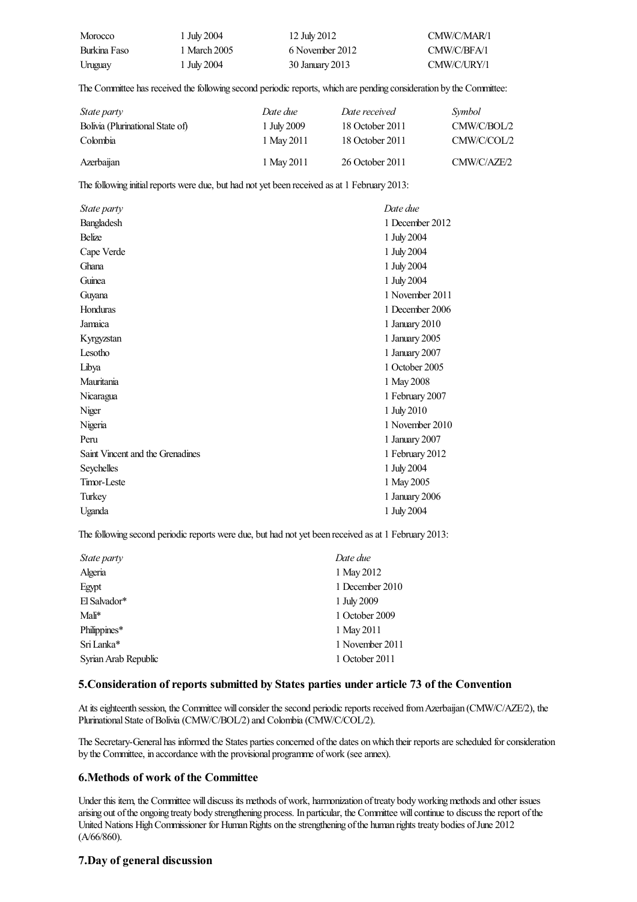| | | | |
|---|---|---|---|
| Morocco | 1 July 2004 | 12 July 2012 | CMW/C/MAR/1 |
| Burkina Faso | 1 March 2005 | 6 November 2012 | CMW/C/BFA/1 |
| Uruguay | 1 July 2004 | 30 January 2013 | CMW/C/URY/1 |

The Committee has received the following second periodic reports, which are pending consideration by the Committee:

| *State party* | *Date due* | *Date received* | *Symbol* |
|---|---|---|---|
| Bolivia (Plurinational State of) | 1 July 2009 | 18 October 2011 | CMW/C/BOL/2 |
| Colombia | 1 May 2011 | 18 October 2011 | CMW/C/COL/2 |
| Azerbaijan | 1 May 2011 | 26 October 2011 | CMW/C/AZE/2 |

The following initial reports were due, but had not yet been received as at 1 February 2013:

| *State party* | *Date due* |
|---|---|
| Bangladesh | 1 December 2012 |
| Belize | 1 July 2004 |
| Cape Verde | 1 July 2004 |
| Ghana | 1 July 2004 |
| Guinea | 1 July 2004 |
| Guyana | 1 November 2011 |
| Honduras | 1 December 2006 |
| Jamaica | 1 January 2010 |
| Kyrgyzstan | 1 January 2005 |
| Lesotho | 1 January 2007 |
| Libya | 1 October 2005 |
| Mauritania | 1 May 2008 |
| Nicaragua | 1 February 2007 |
| Niger | 1 July 2010 |
| Nigeria | 1 November 2010 |
| Peru | 1 January 2007 |
| Saint Vincent and the Grenadines | 1 February 2012 |
| Seychelles | 1 July 2004 |
| Timor-Leste | 1 May 2005 |
| Turkey | 1 January 2006 |
| Uganda | 1 July 2004 |

The following second periodic reports were due, but had not yet been received as at 1 February 2013:

| *State party* | *Date due* |
|---|---|
| Algeria | 1 May 2012 |
| Egypt | 1 December 2010 |
| El Salvador* | 1 July 2009 |
| Mali* | 1 October 2009 |
| Philippines* | 1 May 2011 |
| Sri Lanka* | 1 November 2011 |
| Syrian Arab Republic | 1 October 2011 |

## 5.Consideration of reports submitted by States parties under article 73 of the Convention

At its eighteenth session, the Committee will consider the second periodic reports received from Azerbaijan (CMW/C/AZE/2), the Plurinational State of Bolivia (CMW/C/BOL/2) and Colombia (CMW/C/COL/2).

The Secretary-General has informed the States parties concerned of the dates on which their reports are scheduled for consideration by the Committee, in accordance with the provisional programme of work (see annex).

## 6.Methods of work of the Committee

Under this item, the Committee will discuss its methods of work, harmonization of treaty body working methods and other issues arising out of the ongoing treaty body strengthening process. In particular, the Committee will continue to discuss the report of the United Nations High Commissioner for Human Rights on the strengthening of the human rights treaty bodies of June 2012 (A/66/860).

## 7.Day of general discussion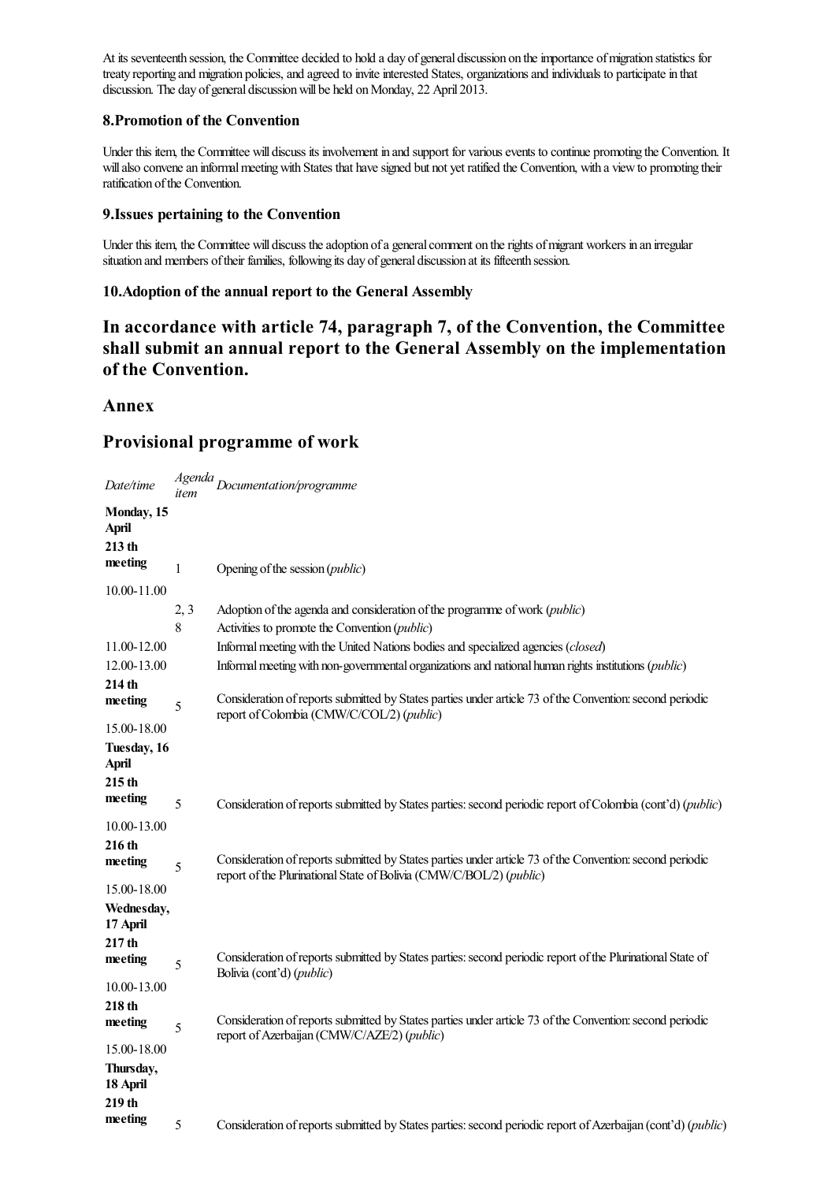At its seventeenth session, the Committee decided to hold a day of general discussion on the importance of migration statistics for treaty reporting and migration policies, and agreed to invite interested States, organizations and individuals to participate in that discussion. The day of general discussion will be held on Monday, 22 April 2013.

### 8.Promotion of the Convention

Under this item, the Committee will discuss its involvement in and support for various events to continue promoting the Convention. It will also convene an informal meeting with States that have signed but not yet ratified the Convention, with a view to promoting their ratification of the Convention.

### 9.Issues pertaining to the Convention

Under this item, the Committee will discuss the adoption of a general comment on the rights of migrant workers in an irregular situation and members of their families, following its day of general discussion at its fifteenth session.

### 10.Adoption of the annual report to the General Assembly

## In accordance with article 74, paragraph 7, of the Convention, the Committee shall submit an annual report to the General Assembly on the implementation of the Convention.

## Annex

## Provisional programme of work

| *Date/time* | *Agenda item* | *Documentation/programme* |
|---|---|---|
| **Monday, 15 April** | | |
| **213 th meeting** | 1 | Opening of the session (*public*) |
| 10.00-11.00 | | |
| | 2, 3 | Adoption of the agenda and consideration of the programme of work (*public*) |
| | 8 | Activities to promote the Convention (*public*) |
| 11.00-12.00 | | Informal meeting with the United Nations bodies and specialized agencies (*closed*) |
| 12.00-13.00 | | Informal meeting with non-governmental organizations and national human rights institutions (*public*) |
| **214 th meeting** | 5 | Consideration of reports submitted by States parties under article 73 of the Convention: second periodic report of Colombia (CMW/C/COL/2) (*public*) |
| 15.00-18.00 | | |
| **Tuesday, 16 April** | | |
| **215 th meeting** | 5 | Consideration of reports submitted by States parties: second periodic report of Colombia (cont'd) (*public*) |
| 10.00-13.00 | | |
| **216 th meeting** | 5 | Consideration of reports submitted by States parties under article 73 of the Convention: second periodic report of the Plurinational State of Bolivia (CMW/C/BOL/2) (*public*) |
| 15.00-18.00 | | |
| **Wednesday, 17 April** | | |
| **217 th meeting** | 5 | Consideration of reports submitted by States parties: second periodic report of the Plurinational State of Bolivia (cont'd) (*public*) |
| 10.00-13.00 | | |
| **218 th meeting** | 5 | Consideration of reports submitted by States parties under article 73 of the Convention: second periodic report of Azerbaijan (CMW/C/AZE/2) (*public*) |
| 15.00-18.00 | | |
| **Thursday, 18 April** | | |
| **219 th meeting** | 5 | Consideration of reports submitted by States parties: second periodic report of Azerbaijan (cont'd) (*public*) |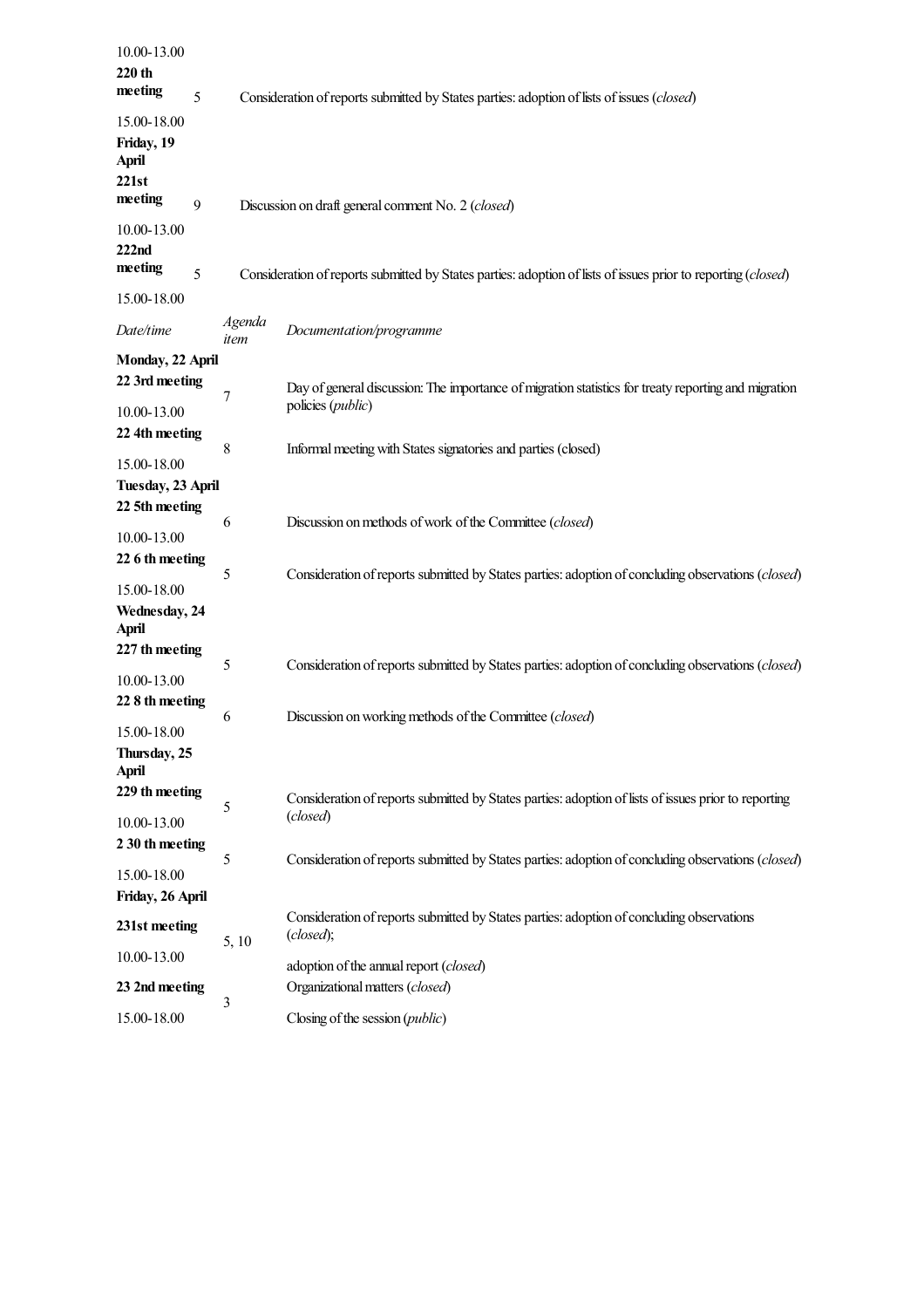| Date/time | Agenda item | Documentation/programme |
|---|---|---|
| 10.00-13.00 | | |
| **220 th meeting** | 5 | Consideration of reports submitted by States parties: adoption of lists of issues (*closed*) |
| 15.00-18.00 | | |
| **Friday, 19 April** | | |
| **221st meeting** | 9 | Discussion on draft general comment No. 2 (*closed*) |
| 10.00-13.00 | | |
| **222nd meeting** | 5 | Consideration of reports submitted by States parties: adoption of lists of issues prior to reporting (*closed*) |
| 15.00-18.00 | | |

| *Date/time* | *Agenda item* | *Documentation/programme* |
|---|---|---|
| **Monday, 22 April** | | |
| **22 3rd meeting** 10.00-13.00 | 7 | Day of general discussion: The importance of migration statistics for treaty reporting and migration policies (*public*) |
| **22 4th meeting** 15.00-18.00 | 8 | Informal meeting with States signatories and parties (closed) |
| **Tuesday, 23 April** | | |
| **22 5th meeting** 10.00-13.00 | 6 | Discussion on methods of work of the Committee (*closed*) |
| **22 6 th meeting** 15.00-18.00 | 5 | Consideration of reports submitted by States parties: adoption of concluding observations (*closed*) |
| **Wednesday, 24 April** | | |
| **227 th meeting** 10.00-13.00 | 5 | Consideration of reports submitted by States parties: adoption of concluding observations (*closed*) |
| **22 8 th meeting** 15.00-18.00 | 6 | Discussion on working methods of the Committee (*closed*) |
| **Thursday, 25 April** | | |
| **229 th meeting** 10.00-13.00 | 5 | Consideration of reports submitted by States parties: adoption of lists of issues prior to reporting (*closed*) |
| **2 30 th meeting** 15.00-18.00 | 5 | Consideration of reports submitted by States parties: adoption of concluding observations (*closed*) |
| **Friday, 26 April** | | |
| **231st meeting** 10.00-13.00 | 5, 10 | Consideration of reports submitted by States parties: adoption of concluding observations (*closed*); adoption of the annual report (*closed*) |
| **23 2nd meeting** 15.00-18.00 | 3 | Organizational matters (*closed*) Closing of the session (*public*) |